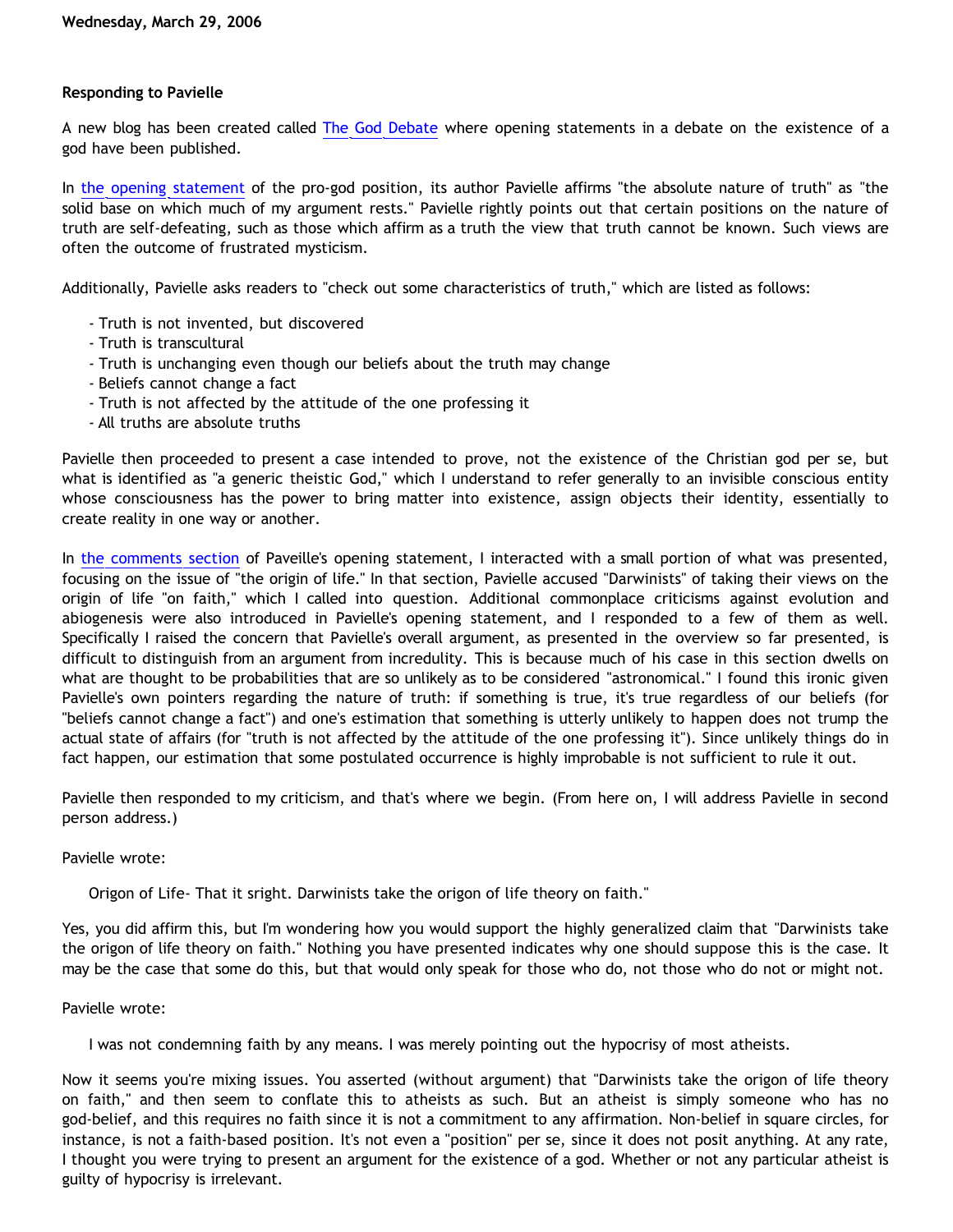**Wednesday, March 29, 2006**

### Responding to Pavielle

A new blog has been created called The God Debate where opening statements in a debate on the existence of a god have been published.

In the opening statement of the pro-god position, its author Pavielle affirms "the absolute nature of truth" as "the solid base on which much of my argument rests." Pavielle rightly points out that certain positions on the nature of truth are self-defeating, such as those which affirm as a truth the view that truth cannot be known. Such views are often the outcome of frustrated mysticism.

Additionally, Pavielle asks readers to "check out some characteristics of truth," which are listed as follows:

- Truth is not invented, but discovered
- Truth is transcultural
- Truth is unchanging even though our beliefs about the truth may change
- Beliefs cannot change a fact
- Truth is not affected by the attitude of the one professing it
- All truths are absolute truths

Pavielle then proceeded to present a case intended to prove, not the existence of the Christian god per se, but what is identified as "a generic theistic God," which I understand to refer generally to an invisible conscious entity whose consciousness has the power to bring matter into existence, assign objects their identity, essentially to create reality in one way or another.

In the comments section of Paveille's opening statement, I interacted with a small portion of what was presented, focusing on the issue of "the origin of life." In that section, Pavielle accused "Darwinists" of taking their views on the origin of life "on faith," which I called into question. Additional commonplace criticisms against evolution and abiogenesis were also introduced in Pavielle's opening statement, and I responded to a few of them as well. Specifically I raised the concern that Pavielle's overall argument, as presented in the overview so far presented, is difficult to distinguish from an argument from incredulity. This is because much of his case in this section dwells on what are thought to be probabilities that are so unlikely as to be considered "astronomical." I found this ironic given Pavielle's own pointers regarding the nature of truth: if something is true, it's true regardless of our beliefs (for "beliefs cannot change a fact") and one's estimation that something is utterly unlikely to happen does not trump the actual state of affairs (for "truth is not affected by the attitude of the one professing it"). Since unlikely things do in fact happen, our estimation that some postulated occurrence is highly improbable is not sufficient to rule it out.

Pavielle then responded to my criticism, and that's where we begin. (From here on, I will address Pavielle in second person address.)

Pavielle wrote:

> Origon of Life- That it sright. Darwinists take the origon of life theory on faith."

Yes, you did affirm this, but I'm wondering how you would support the highly generalized claim that "Darwinists take the origon of life theory on faith." Nothing you have presented indicates why one should suppose this is the case. It may be the case that some do this, but that would only speak for those who do, not those who do not or might not.

Pavielle wrote:

> I was not condemning faith by any means. I was merely pointing out the hypocrisy of most atheists.

Now it seems you're mixing issues. You asserted (without argument) that "Darwinists take the origon of life theory on faith," and then seem to conflate this to atheists as such. But an atheist is simply someone who has no god-belief, and this requires no faith since it is not a commitment to any affirmation. Non-belief in square circles, for instance, is not a faith-based position. It's not even a "position" per se, since it does not posit anything. At any rate, I thought you were trying to present an argument for the existence of a god. Whether or not any particular atheist is guilty of hypocrisy is irrelevant.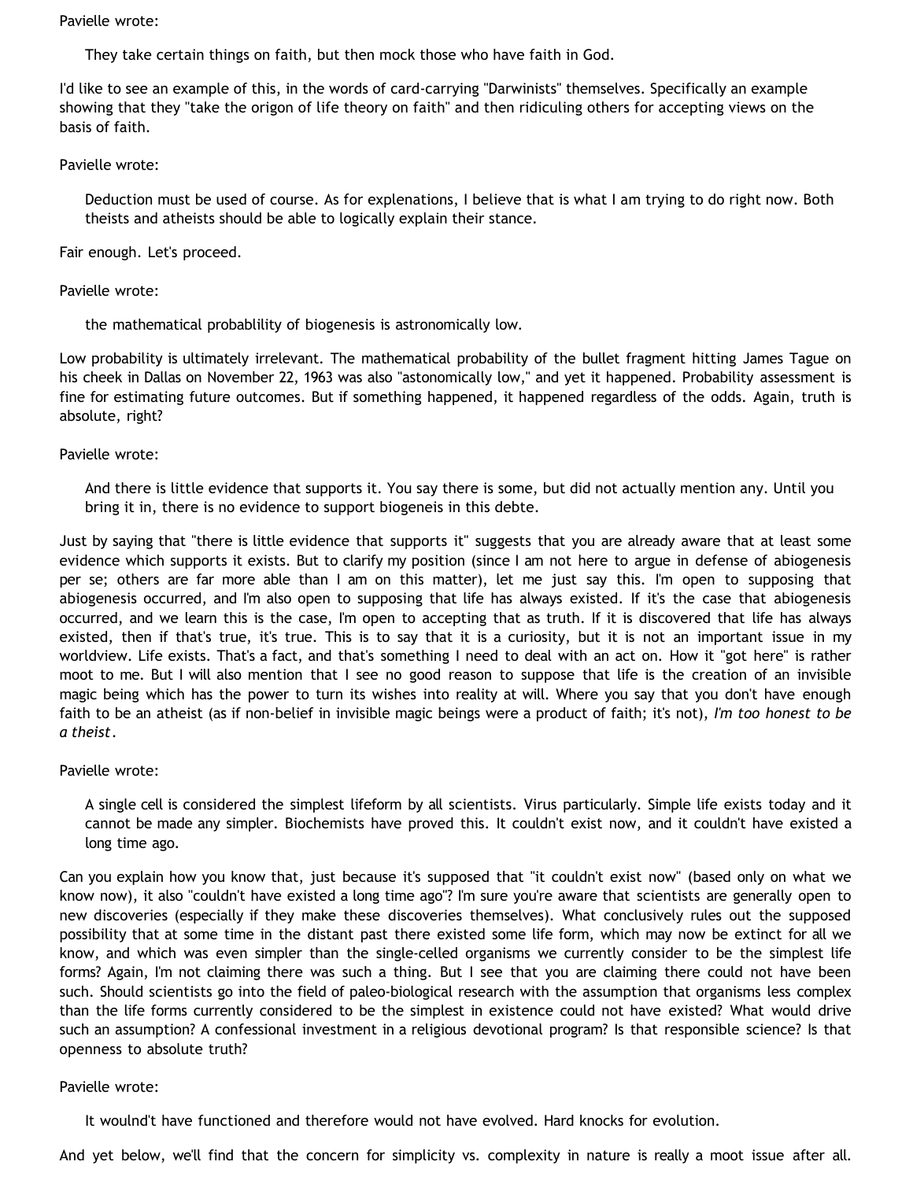Pavielle wrote:

> They take certain things on faith, but then mock those who have faith in God.

I'd like to see an example of this, in the words of card-carrying "Darwinists" themselves. Specifically an example showing that they "take the origon of life theory on faith" and then ridiculing others for accepting views on the basis of faith.

Pavielle wrote:

> Deduction must be used of course. As for explenations, I believe that is what I am trying to do right now. Both theists and atheists should be able to logically explain their stance.

Fair enough. Let's proceed.

Pavielle wrote:

> the mathematical probablility of biogenesis is astronomically low.

Low probability is ultimately irrelevant. The mathematical probability of the bullet fragment hitting James Tague on his cheek in Dallas on November 22, 1963 was also "astonomically low," and yet it happened. Probability assessment is fine for estimating future outcomes. But if something happened, it happened regardless of the odds. Again, truth is absolute, right?

Pavielle wrote:

> And there is little evidence that supports it. You say there is some, but did not actually mention any. Until you bring it in, there is no evidence to support biogeneis in this debte.

Just by saying that "there is little evidence that supports it" suggests that you are already aware that at least some evidence which supports it exists. But to clarify my position (since I am not here to argue in defense of abiogenesis per se; others are far more able than I am on this matter), let me just say this. I'm open to supposing that abiogenesis occurred, and I'm also open to supposing that life has always existed. If it's the case that abiogenesis occurred, and we learn this is the case, I'm open to accepting that as truth. If it is discovered that life has always existed, then if that's true, it's true. This is to say that it is a curiosity, but it is not an important issue in my worldview. Life exists. That's a fact, and that's something I need to deal with an act on. How it "got here" is rather moot to me. But I will also mention that I see no good reason to suppose that life is the creation of an invisible magic being which has the power to turn its wishes into reality at will. Where you say that you don't have enough faith to be an atheist (as if non-belief in invisible magic beings were a product of faith; it's not), *I'm too honest to be a theist*.

Pavielle wrote:

> A single cell is considered the simplest lifeform by all scientists. Virus particularly. Simple life exists today and it cannot be made any simpler. Biochemists have proved this. It couldn't exist now, and it couldn't have existed a long time ago.

Can you explain how you know that, just because it's supposed that "it couldn't exist now" (based only on what we know now), it also "couldn't have existed a long time ago"? I'm sure you're aware that scientists are generally open to new discoveries (especially if they make these discoveries themselves). What conclusively rules out the supposed possibility that at some time in the distant past there existed some life form, which may now be extinct for all we know, and which was even simpler than the single-celled organisms we currently consider to be the simplest life forms? Again, I'm not claiming there was such a thing. But I see that you are claiming there could not have been such. Should scientists go into the field of paleo-biological research with the assumption that organisms less complex than the life forms currently considered to be the simplest in existence could not have existed? What would drive such an assumption? A confessional investment in a religious devotional program? Is that responsible science? Is that openness to absolute truth?

Pavielle wrote:

> It woulnd't have functioned and therefore would not have evolved. Hard knocks for evolution.

And yet below, we'll find that the concern for simplicity vs. complexity in nature is really a moot issue after all.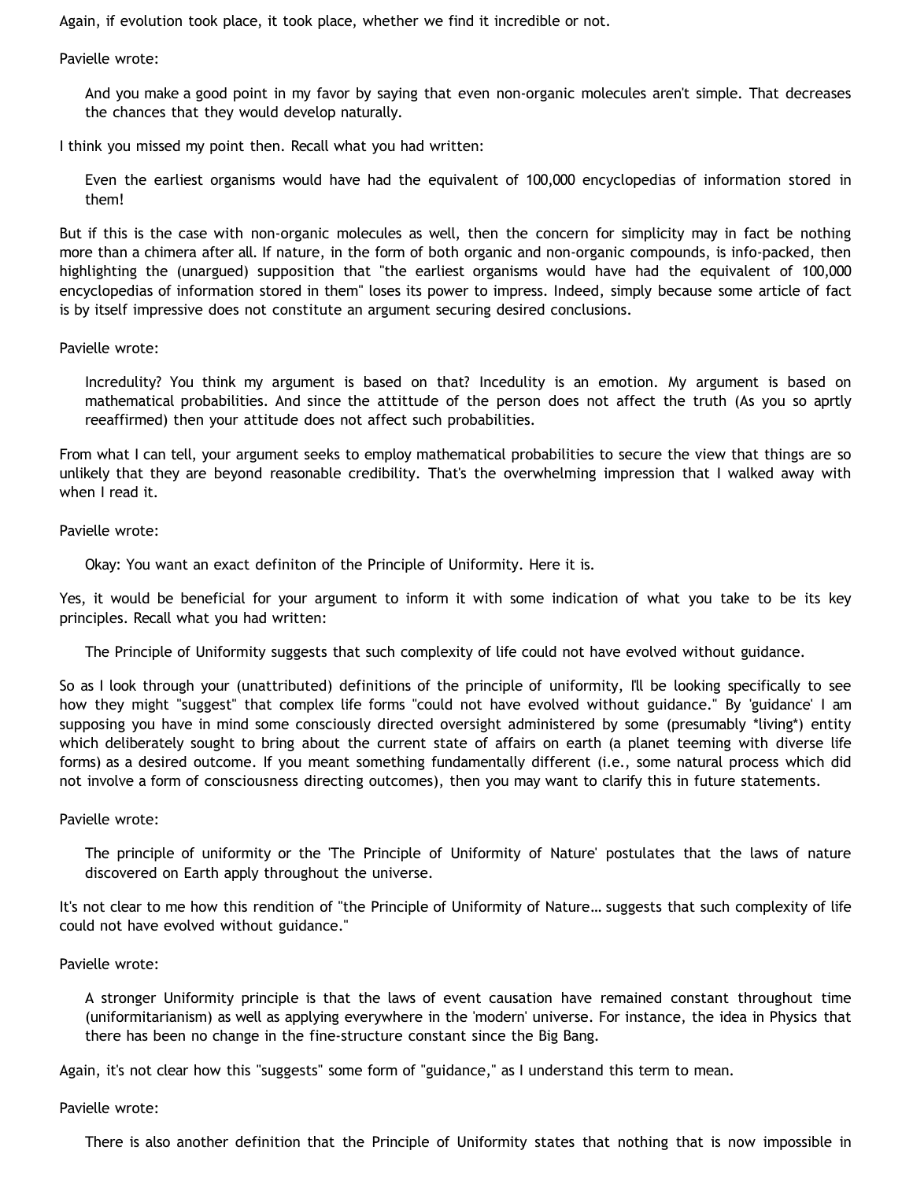Again, if evolution took place, it took place, whether we find it incredible or not.

Pavielle wrote:

> And you make a good point in my favor by saying that even non-organic molecules aren't simple. That decreases the chances that they would develop naturally.

I think you missed my point then. Recall what you had written:

> Even the earliest organisms would have had the equivalent of 100,000 encyclopedias of information stored in them!

But if this is the case with non-organic molecules as well, then the concern for simplicity may in fact be nothing more than a chimera after all. If nature, in the form of both organic and non-organic compounds, is info-packed, then highlighting the (unargued) supposition that "the earliest organisms would have had the equivalent of 100,000 encyclopedias of information stored in them" loses its power to impress. Indeed, simply because some article of fact is by itself impressive does not constitute an argument securing desired conclusions.

Pavielle wrote:

> Incredulity? You think my argument is based on that? Incedulity is an emotion. My argument is based on mathematical probabilities. And since the attitude of the person does not affect the truth (As you so aprtly reeaffirmed) then your attitude does not affect such probabilities.

From what I can tell, your argument seeks to employ mathematical probabilities to secure the view that things are so unlikely that they are beyond reasonable credibility. That's the overwhelming impression that I walked away with when I read it.

Pavielle wrote:

> Okay: You want an exact definiton of the Principle of Uniformity. Here it is.

Yes, it would be beneficial for your argument to inform it with some indication of what you take to be its key principles. Recall what you had written:

> The Principle of Uniformity suggests that such complexity of life could not have evolved without guidance.

So as I look through your (unattributed) definitions of the principle of uniformity, I'll be looking specifically to see how they might "suggest" that complex life forms "could not have evolved without guidance." By 'guidance' I am supposing you have in mind some consciously directed oversight administered by some (presumably *living*) entity which deliberately sought to bring about the current state of affairs on earth (a planet teeming with diverse life forms) as a desired outcome. If you meant something fundamentally different (i.e., some natural process which did not involve a form of consciousness directing outcomes), then you may want to clarify this in future statements.

Pavielle wrote:

> The principle of uniformity or the 'The Principle of Uniformity of Nature' postulates that the laws of nature discovered on Earth apply throughout the universe.

It's not clear to me how this rendition of "the Principle of Uniformity of Nature… suggests that such complexity of life could not have evolved without guidance."

Pavielle wrote:

> A stronger Uniformity principle is that the laws of event causation have remained constant throughout time (uniformitarianism) as well as applying everywhere in the 'modern' universe. For instance, the idea in Physics that there has been no change in the fine-structure constant since the Big Bang.

Again, it's not clear how this "suggests" some form of "guidance," as I understand this term to mean.

Pavielle wrote:

> There is also another definition that the Principle of Uniformity states that nothing that is now impossible in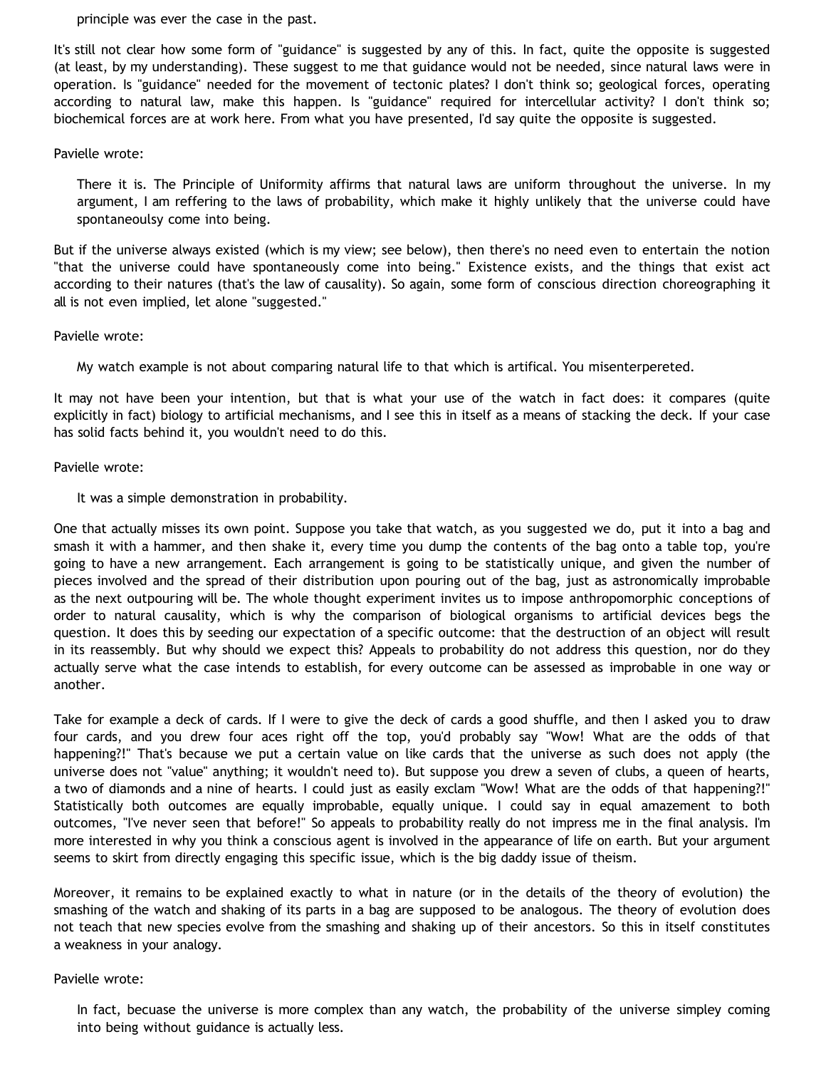> principle was ever the case in the past.

It's still not clear how some form of "guidance" is suggested by any of this. In fact, quite the opposite is suggested (at least, by my understanding). These suggest to me that guidance would not be needed, since natural laws were in operation. Is "guidance" needed for the movement of tectonic plates? I don't think so; geological forces, operating according to natural law, make this happen. Is "guidance" required for intercellular activity? I don't think so; biochemical forces are at work here. From what you have presented, I'd say quite the opposite is suggested.

Pavielle wrote:

> There it is. The Principle of Uniformity affirms that natural laws are uniform throughout the universe. In my argument, I am reffering to the laws of probability, which make it highly unlikely that the universe could have spontaneoulsy come into being.

But if the universe always existed (which is my view; see below), then there's no need even to entertain the notion "that the universe could have spontaneously come into being." Existence exists, and the things that exist act according to their natures (that's the law of causality). So again, some form of conscious direction choreographing it all is not even implied, let alone "suggested."

Pavielle wrote:

> My watch example is not about comparing natural life to that which is artifical. You misenterpereted.

It may not have been your intention, but that is what your use of the watch in fact does: it compares (quite explicitly in fact) biology to artificial mechanisms, and I see this in itself as a means of stacking the deck. If your case has solid facts behind it, you wouldn't need to do this.

Pavielle wrote:

> It was a simple demonstration in probability.

One that actually misses its own point. Suppose you take that watch, as you suggested we do, put it into a bag and smash it with a hammer, and then shake it, every time you dump the contents of the bag onto a table top, you're going to have a new arrangement. Each arrangement is going to be statistically unique, and given the number of pieces involved and the spread of their distribution upon pouring out of the bag, just as astronomically improbable as the next outpouring will be. The whole thought experiment invites us to impose anthropomorphic conceptions of order to natural causality, which is why the comparison of biological organisms to artificial devices begs the question. It does this by seeding our expectation of a specific outcome: that the destruction of an object will result in its reassembly. But why should we expect this? Appeals to probability do not address this question, nor do they actually serve what the case intends to establish, for every outcome can be assessed as improbable in one way or another.

Take for example a deck of cards. If I were to give the deck of cards a good shuffle, and then I asked you to draw four cards, and you drew four aces right off the top, you'd probably say "Wow! What are the odds of that happening?!" That's because we put a certain value on like cards that the universe as such does not apply (the universe does not "value" anything; it wouldn't need to). But suppose you drew a seven of clubs, a queen of hearts, a two of diamonds and a nine of hearts. I could just as easily exclam "Wow! What are the odds of that happening?!" Statistically both outcomes are equally improbable, equally unique. I could say in equal amazement to both outcomes, "I've never seen that before!" So appeals to probability really do not impress me in the final analysis. I'm more interested in why you think a conscious agent is involved in the appearance of life on earth. But your argument seems to skirt from directly engaging this specific issue, which is the big daddy issue of theism.

Moreover, it remains to be explained exactly to what in nature (or in the details of the theory of evolution) the smashing of the watch and shaking of its parts in a bag are supposed to be analogous. The theory of evolution does not teach that new species evolve from the smashing and shaking up of their ancestors. So this in itself constitutes a weakness in your analogy.

Pavielle wrote:

> In fact, becuase the universe is more complex than any watch, the probability of the universe simpley coming into being without guidance is actually less.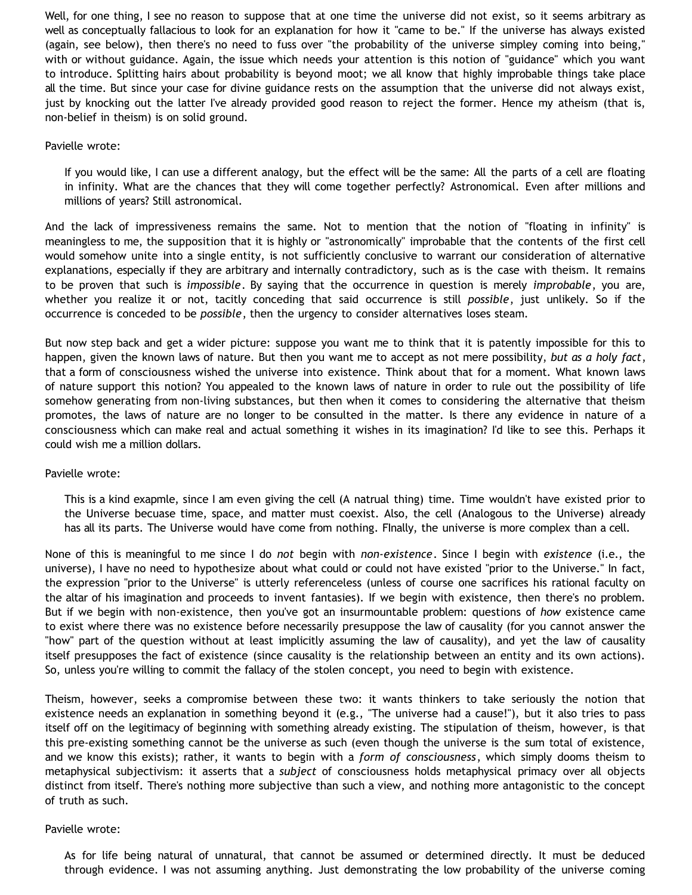Well, for one thing, I see no reason to suppose that at one time the universe did not exist, so it seems arbitrary as well as conceptually fallacious to look for an explanation for how it "came to be." If the universe has always existed (again, see below), then there's no need to fuss over "the probability of the universe simpley coming into being," with or without guidance. Again, the issue which needs your attention is this notion of "guidance" which you want to introduce. Splitting hairs about probability is beyond moot; we all know that highly improbable things take place all the time. But since your case for divine guidance rests on the assumption that the universe did not always exist, just by knocking out the latter I've already provided good reason to reject the former. Hence my atheism (that is, non-belief in theism) is on solid ground.

Pavielle wrote:

> If you would like, I can use a different analogy, but the effect will be the same: All the parts of a cell are floating in infinity. What are the chances that they will come together perfectly? Astronomical. Even after millions and millions of years? Still astronomical.

And the lack of impressiveness remains the same. Not to mention that the notion of "floating in infinity" is meaningless to me, the supposition that it is highly or "astronomically" improbable that the contents of the first cell would somehow unite into a single entity, is not sufficiently conclusive to warrant our consideration of alternative explanations, especially if they are arbitrary and internally contradictory, such as is the case with theism. It remains to be proven that such is *impossible*. By saying that the occurrence in question is merely *improbable*, you are, whether you realize it or not, tacitly conceding that said occurrence is still *possible*, just unlikely. So if the occurrence is conceded to be *possible*, then the urgency to consider alternatives loses steam.

But now step back and get a wider picture: suppose you want me to think that it is patently impossible for this to happen, given the known laws of nature. But then you want me to accept as not mere possibility, *but as a holy fact*, that a form of consciousness wished the universe into existence. Think about that for a moment. What known laws of nature support this notion? You appealed to the known laws of nature in order to rule out the possibility of life somehow generating from non-living substances, but then when it comes to considering the alternative that theism promotes, the laws of nature are no longer to be consulted in the matter. Is there any evidence in nature of a consciousness which can make real and actual something it wishes in its imagination? I'd like to see this. Perhaps it could wish me a million dollars.

Pavielle wrote:

> This is a kind exapmle, since I am even giving the cell (A natrual thing) time. Time wouldn't have existed prior to the Universe becuase time, space, and matter must coexist. Also, the cell (Analogous to the Universe) already has all its parts. The Universe would have come from nothing. FInally, the universe is more complex than a cell.

None of this is meaningful to me since I do *not* begin with *non-existence*. Since I begin with *existence* (i.e., the universe), I have no need to hypothesize about what could or could not have existed "prior to the Universe." In fact, the expression "prior to the Universe" is utterly referenceless (unless of course one sacrifices his rational faculty on the altar of his imagination and proceeds to invent fantasies). If we begin with existence, then there's no problem. But if we begin with non-existence, then you've got an insurmountable problem: questions of *how* existence came to exist where there was no existence before necessarily presuppose the law of causality (for you cannot answer the "how" part of the question without at least implicitly assuming the law of causality), and yet the law of causality itself presupposes the fact of existence (since causality is the relationship between an entity and its own actions). So, unless you're willing to commit the fallacy of the stolen concept, you need to begin with existence.

Theism, however, seeks a compromise between these two: it wants thinkers to take seriously the notion that existence needs an explanation in something beyond it (e.g., "The universe had a cause!"), but it also tries to pass itself off on the legitimacy of beginning with something already existing. The stipulation of theism, however, is that this pre-existing something cannot be the universe as such (even though the universe is the sum total of existence, and we know this exists); rather, it wants to begin with a *form of consciousness*, which simply dooms theism to metaphysical subjectivism: it asserts that a *subject* of consciousness holds metaphysical primacy over all objects distinct from itself. There's nothing more subjective than such a view, and nothing more antagonistic to the concept of truth as such.

Pavielle wrote:

> As for life being natural of unnatural, that cannot be assumed or determined directly. It must be deduced through evidence. I was not assuming anything. Just demonstrating the low probability of the universe coming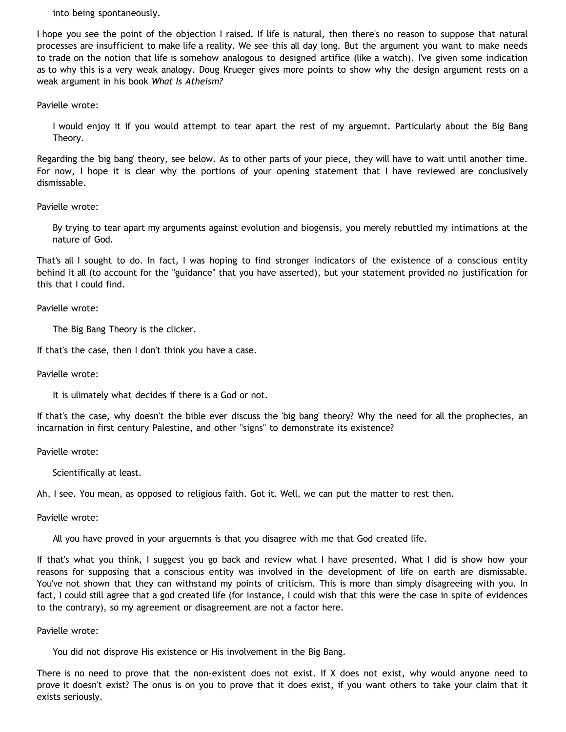into being spontaneously.

I hope you see the point of the objection I raised. If life is natural, then there's no reason to suppose that natural processes are insufficient to make life a reality. We see this all day long. But the argument you want to make needs to trade on the notion that life is somehow analogous to designed artifice (like a watch). I've given some indication as to why this is a very weak analogy. Doug Krueger gives more points to show why the design argument rests on a weak argument in his book *What Is Atheism?*

Pavielle wrote:

> I would enjoy it if you would attempt to tear apart the rest of my arguemnt. Particularly about the Big Bang Theory.

Regarding the 'big bang' theory, see below. As to other parts of your piece, they will have to wait until another time. For now, I hope it is clear why the portions of your opening statement that I have reviewed are conclusively dismissable.

Pavielle wrote:

> By trying to tear apart my arguments against evolution and biogensis, you merely rebuttled my intimations at the nature of God.

That's all I sought to do. In fact, I was hoping to find stronger indicators of the existence of a conscious entity behind it all (to account for the "guidance" that you have asserted), but your statement provided no justification for this that I could find.

Pavielle wrote:

> The Big Bang Theory is the clicker.

If that's the case, then I don't think you have a case.

Pavielle wrote:

> It is ulimately what decides if there is a God or not.

If that's the case, why doesn't the bible ever discuss the 'big bang' theory? Why the need for all the prophecies, an incarnation in first century Palestine, and other "signs" to demonstrate its existence?

Pavielle wrote:

> Scientifically at least.

Ah, I see. You mean, as opposed to religious faith. Got it. Well, we can put the matter to rest then.

Pavielle wrote:

> All you have proved in your arguemnts is that you disagree with me that God created life.

If that's what you think, I suggest you go back and review what I have presented. What I did is show how your reasons for supposing that a conscious entity was involved in the development of life on earth are dismissable. You've not shown that they can withstand my points of criticism. This is more than simply disagreeing with you. In fact, I could still agree that a god created life (for instance, I could wish that this were the case in spite of evidences to the contrary), so my agreement or disagreement are not a factor here.

Pavielle wrote:

> You did not disprove His existence or His involvement in the Big Bang.

There is no need to prove that the non-existent does not exist. If X does not exist, why would anyone need to prove it doesn't exist? The onus is on you to prove that it does exist, if you want others to take your claim that it exists seriously.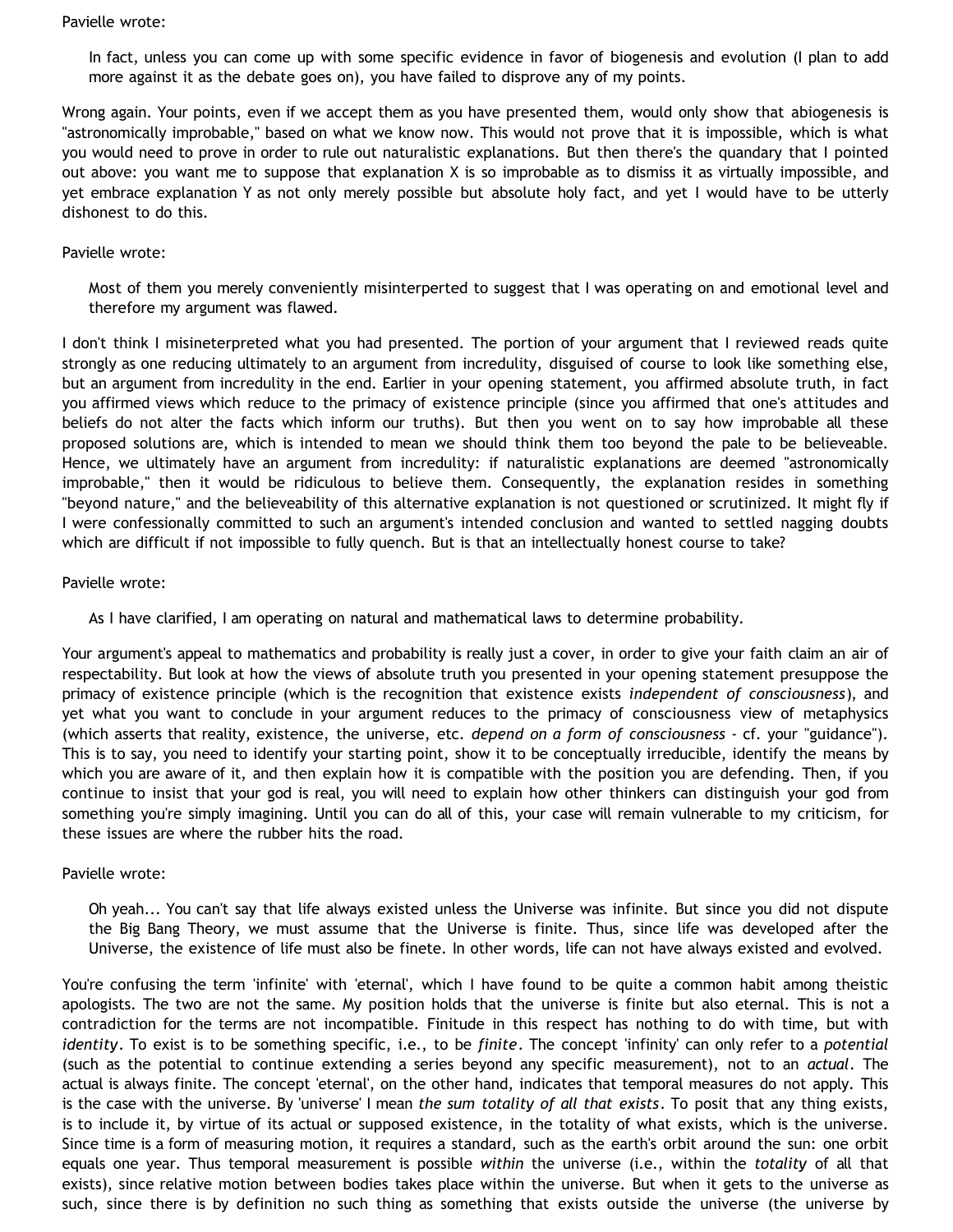Pavielle wrote:

> In fact, unless you can come up with some specific evidence in favor of biogenesis and evolution (I plan to add more against it as the debate goes on), you have failed to disprove any of my points.

Wrong again. Your points, even if we accept them as you have presented them, would only show that abiogenesis is "astronomically improbable," based on what we know now. This would not prove that it is impossible, which is what you would need to prove in order to rule out naturalistic explanations. But then there's the quandary that I pointed out above: you want me to suppose that explanation X is so improbable as to dismiss it as virtually impossible, and yet embrace explanation Y as not only merely possible but absolute holy fact, and yet I would have to be utterly dishonest to do this.

Pavielle wrote:

> Most of them you merely conveniently misinterperted to suggest that I was operating on and emotional level and therefore my argument was flawed.

I don't think I misineterpreted what you had presented. The portion of your argument that I reviewed reads quite strongly as one reducing ultimately to an argument from incredulity, disguised of course to look like something else, but an argument from incredulity in the end. Earlier in your opening statement, you affirmed absolute truth, in fact you affirmed views which reduce to the primacy of existence principle (since you affirmed that one's attitudes and beliefs do not alter the facts which inform our truths). But then you went on to say how improbable all these proposed solutions are, which is intended to mean we should think them too beyond the pale to be believeable. Hence, we ultimately have an argument from incredulity: if naturalistic explanations are deemed "astronomically improbable," then it would be ridiculous to believe them. Consequently, the explanation resides in something "beyond nature," and the believeability of this alternative explanation is not questioned or scrutinized. It might fly if I were confessionally committed to such an argument's intended conclusion and wanted to settled nagging doubts which are difficult if not impossible to fully quench. But is that an intellectually honest course to take?

Pavielle wrote:

> As I have clarified, I am operating on natural and mathematical laws to determine probability.

Your argument's appeal to mathematics and probability is really just a cover, in order to give your faith claim an air of respectability. But look at how the views of absolute truth you presented in your opening statement presuppose the primacy of existence principle (which is the recognition that existence exists *independent of consciousness*), and yet what you want to conclude in your argument reduces to the primacy of consciousness view of metaphysics (which asserts that reality, existence, the universe, etc. *depend on a form of consciousness* - cf. your "guidance"). This is to say, you need to identify your starting point, show it to be conceptually irreducible, identify the means by which you are aware of it, and then explain how it is compatible with the position you are defending. Then, if you continue to insist that your god is real, you will need to explain how other thinkers can distinguish your god from something you're simply imagining. Until you can do all of this, your case will remain vulnerable to my criticism, for these issues are where the rubber hits the road.

Pavielle wrote:

> Oh yeah... You can't say that life always existed unless the Universe was infinite. But since you did not dispute the Big Bang Theory, we must assume that the Universe is finite. Thus, since life was developed after the Universe, the existence of life must also be finete. In other words, life can not have always existed and evolved.

You're confusing the term 'infinite' with 'eternal', which I have found to be quite a common habit among theistic apologists. The two are not the same. My position holds that the universe is finite but also eternal. This is not a contradiction for the terms are not incompatible. Finitude in this respect has nothing to do with time, but with *identity*. To exist is to be something specific, i.e., to be *finite*. The concept 'infinity' can only refer to a *potential* (such as the potential to continue extending a series beyond any specific measurement), not to an *actual*. The actual is always finite. The concept 'eternal', on the other hand, indicates that temporal measures do not apply. This is the case with the universe. By 'universe' I mean *the sum totality of all that exists*. To posit that any thing exists, is to include it, by virtue of its actual or supposed existence, in the totality of what exists, which is the universe. Since time is a form of measuring motion, it requires a standard, such as the earth's orbit around the sun: one orbit equals one year. Thus temporal measurement is possible *within* the universe (i.e., within the *totality* of all that exists), since relative motion between bodies takes place within the universe. But when it gets to the universe as such, since there is by definition no such thing as something that exists outside the universe (the universe by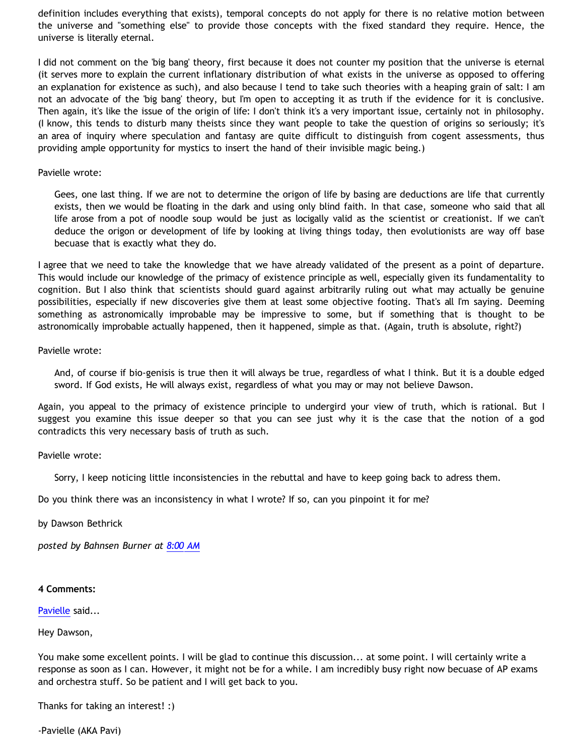definition includes everything that exists), temporal concepts do not apply for there is no relative motion between the universe and "something else" to provide those concepts with the fixed standard they require. Hence, the universe is literally eternal.

I did not comment on the 'big bang' theory, first because it does not counter my position that the universe is eternal (it serves more to explain the current inflationary distribution of what exists in the universe as opposed to offering an explanation for existence as such), and also because I tend to take such theories with a heaping grain of salt: I am not an advocate of the 'big bang' theory, but I'm open to accepting it as truth if the evidence for it is conclusive. Then again, it's like the issue of the origin of life: I don't think it's a very important issue, certainly not in philosophy. (I know, this tends to disturb many theists since they want people to take the question of origins so seriously; it's an area of inquiry where speculation and fantasy are quite difficult to distinguish from cogent assessments, thus providing ample opportunity for mystics to insert the hand of their invisible magic being.)

Pavielle wrote:

> Gees, one last thing. If we are not to determine the origon of life by basing are deductions are life that currently exists, then we would be floating in the dark and using only blind faith. In that case, someone who said that all life arose from a pot of noodle soup would be just as locigally valid as the scientist or creationist. If we can't deduce the origon or development of life by looking at living things today, then evolutionists are way off base becuase that is exactly what they do.

I agree that we need to take the knowledge that we have already validated of the present as a point of departure. This would include our knowledge of the primacy of existence principle as well, especially given its fundamentality to cognition. But I also think that scientists should guard against arbitrarily ruling out what may actually be genuine possibilities, especially if new discoveries give them at least some objective footing. That's all I'm saying. Deeming something as astronomically improbable may be impressive to some, but if something that is thought to be astronomically improbable actually happened, then it happened, simple as that. (Again, truth is absolute, right?)

Pavielle wrote:

> And, of course if bio-genisis is true then it will always be true, regardless of what I think. But it is a double edged sword. If God exists, He will always exist, regardless of what you may or may not believe Dawson.

Again, you appeal to the primacy of existence principle to undergird your view of truth, which is rational. But I suggest you examine this issue deeper so that you can see just why it is the case that the notion of a god contradicts this very necessary basis of truth as such.

Pavielle wrote:

> Sorry, I keep noticing little inconsistencies in the rebuttal and have to keep going back to adress them.

Do you think there was an inconsistency in what I wrote? If so, can you pinpoint it for me?

by Dawson Bethrick

*posted by Bahnsen Burner at 8:00 AM*

**4 Comments:**

Pavielle said...

Hey Dawson,

You make some excellent points. I will be glad to continue this discussion... at some point. I will certainly write a response as soon as I can. However, it might not be for a while. I am incredibly busy right now becuase of AP exams and orchestra stuff. So be patient and I will get back to you.

Thanks for taking an interest! :)

-Pavielle (AKA Pavi)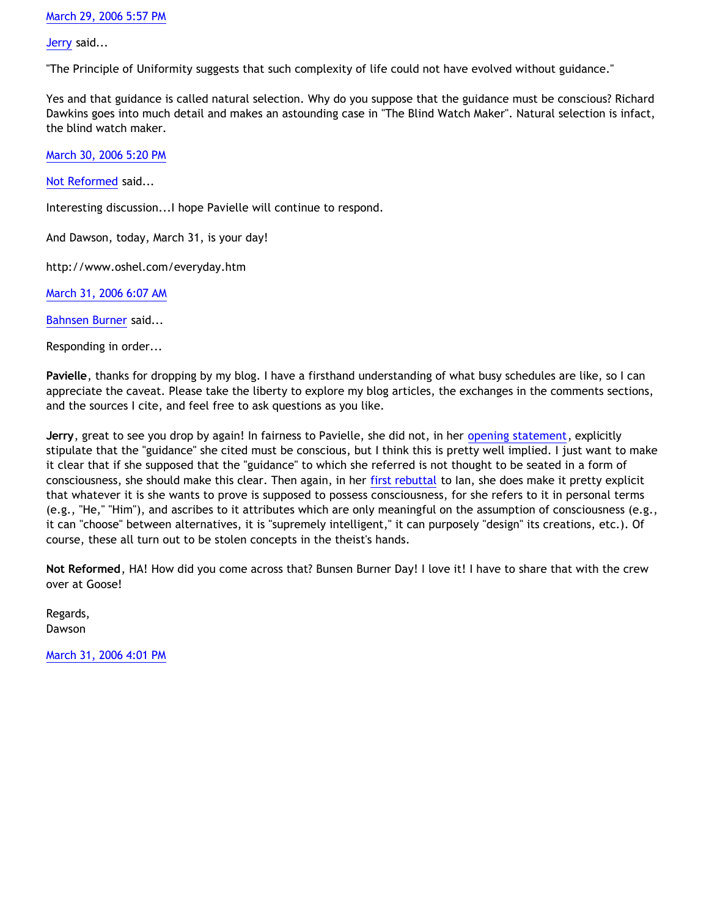March 29, 2006 5:57 PM

Jerry said...

"The Principle of Uniformity suggests that such complexity of life could not have evolved without guidance."

Yes and that guidance is called natural selection. Why do you suppose that the guidance must be conscious? Richard Dawkins goes into much detail and makes an astounding case in "The Blind Watch Maker". Natural selection is infact, the blind watch maker.

March 30, 2006 5:20 PM

Not Reformed said...

Interesting discussion...I hope Pavielle will continue to respond.

And Dawson, today, March 31, is your day!

http://www.oshel.com/everyday.htm

March 31, 2006 6:07 AM

Bahnsen Burner said...

Responding in order...

**Pavielle**, thanks for dropping by my blog. I have a firsthand understanding of what busy schedules are like, so I can appreciate the caveat. Please take the liberty to explore my blog articles, the exchanges in the comments sections, and the sources I cite, and feel free to ask questions as you like.

**Jerry**, great to see you drop by again! In fairness to Pavielle, she did not, in her opening statement, explicitly stipulate that the "guidance" she cited must be conscious, but I think this is pretty well implied. I just want to make it clear that if she supposed that the "guidance" to which she referred is not thought to be seated in a form of consciousness, she should make this clear. Then again, in her first rebuttal to Ian, she does make it pretty explicit that whatever it is she wants to prove is supposed to possess consciousness, for she refers to it in personal terms (e.g., "He," "Him"), and ascribes to it attributes which are only meaningful on the assumption of consciousness (e.g., it can "choose" between alternatives, it is "supremely intelligent," it can purposely "design" its creations, etc.). Of course, these all turn out to be stolen concepts in the theist's hands.

**Not Reformed**, HA! How did you come across that? Bunsen Burner Day! I love it! I have to share that with the crew over at Goose!

Regards,
Dawson

March 31, 2006 4:01 PM